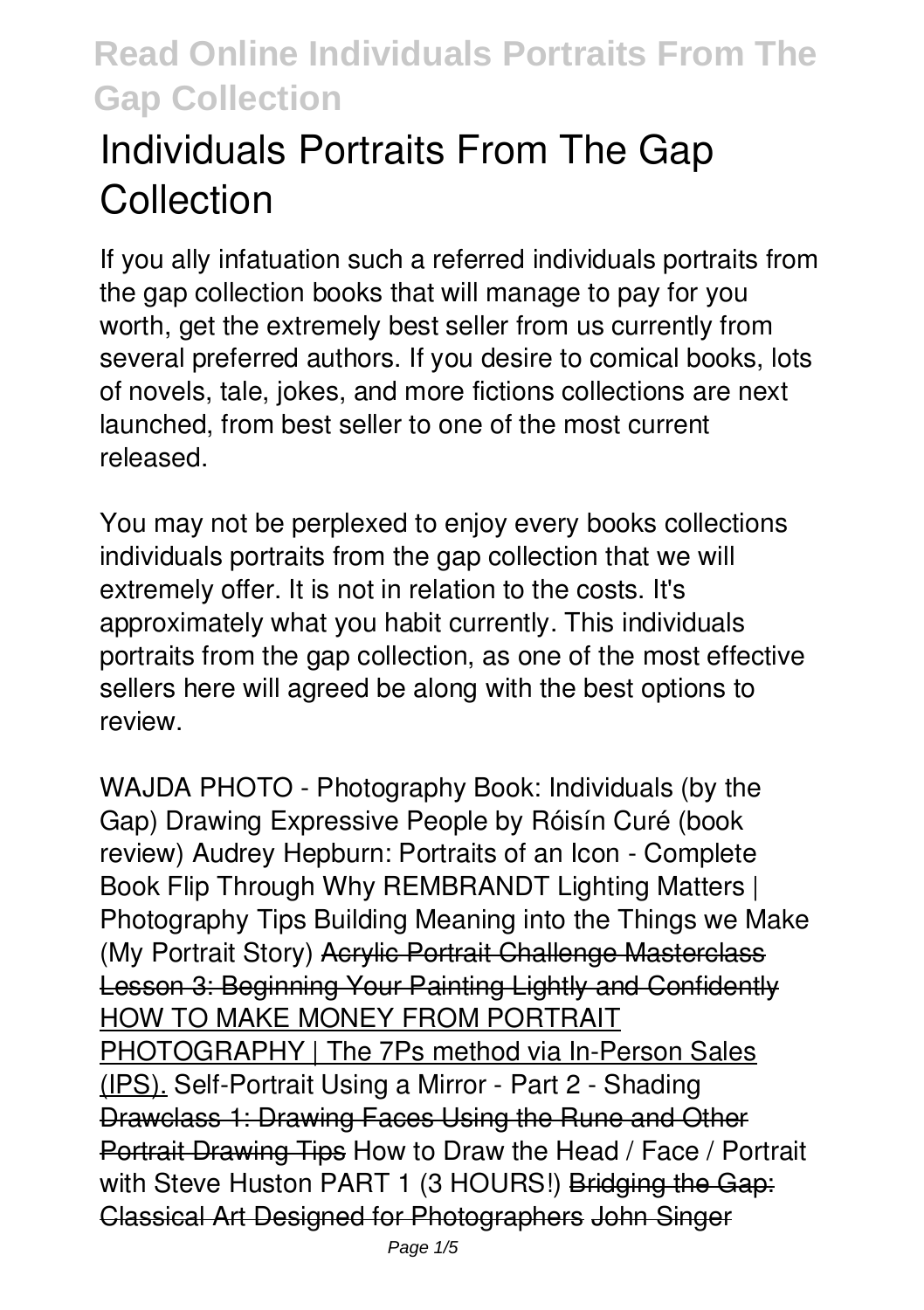# Individuals Portraits From The Gap Collection

If you ally infatuation such a referred individuals portraits from the gap collection books that will manage to pay for you worth, get the extremely best seller from us currently from several preferred authors. If you desire to comical books, lots of novels, tale, jokes, and more fictions collections are next launched, from best seller to one of the most current released.

You may not be perplexed to enjoy every books collections individuals portraits from the gap collection that we will extremely offer. It is not in relation to the costs. It's approximately what you habit currently. This individuals portraits from the gap collection, as one of the most effective sellers here will agreed be along with the best options to review.

*WAJDA PHOTO - Photography Book: Individuals (by the Gap)* *Drawing Expressive People by Róisín Curé (book review)* *Audrey Hepburn: Portraits of an Icon - Complete Book Flip Through* *Why REMBRANDT Lighting Matters | Photography Tips* *Building Meaning into the Things we Make (My Portrait Story)* Acrylic Portrait Challenge Masterclass Lesson 3: Beginning Your Painting Lightly and Confidently HOW TO MAKE MONEY FROM PORTRAIT PHOTOGRAPHY | The 7Ps method via In-Person Sales (IPS). *Self-Portrait Using a Mirror - Part 2 - Shading* Drawclass 1: Drawing Faces Using the Rune and Other Portrait Drawing Tips *How to Draw the Head / Face / Portrait with Steve Huston PART 1 (3 HOURS!)* Bridging the Gap: Classical Art Designed for Photographers John Singer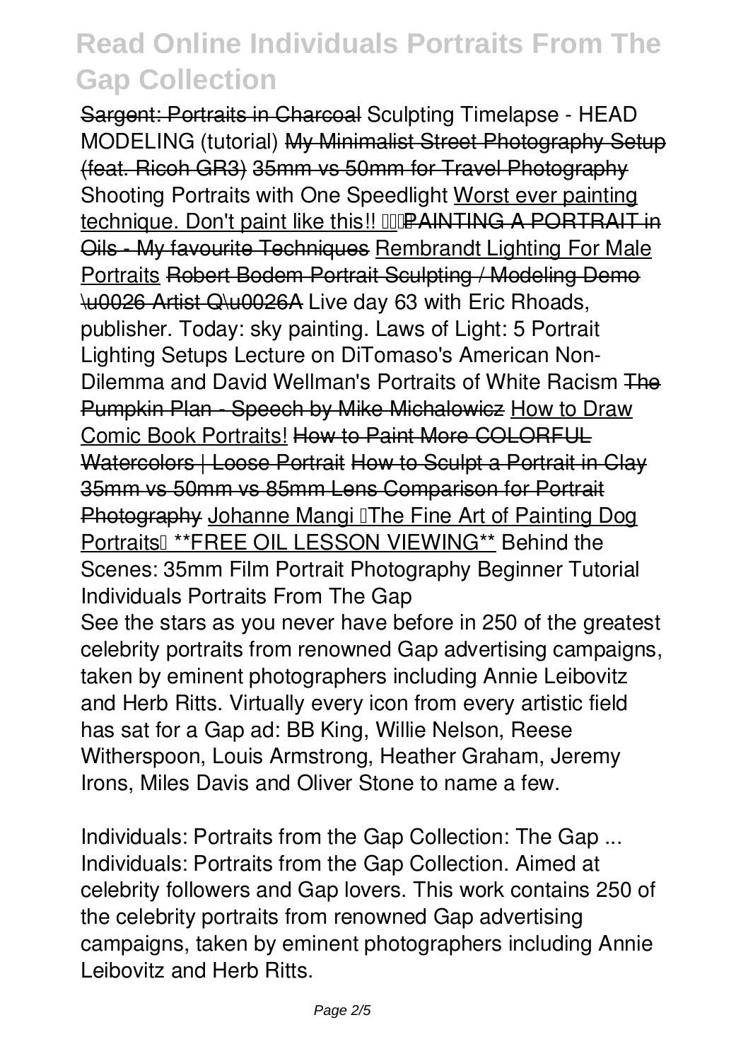~~Sargent: Portraits in Charcoal~~ Sculpting Timelapse - HEAD MODELING (tutorial) ~~My Minimalist Street Photography Setup (feat. Ricoh GR3)~~ ~~35mm vs 50mm for Travel Photography~~ Shooting Portraits with One Speedlight Worst ever painting technique. Don't paint like this!! ~~PAINTING A PORTRAIT in Oils - My favourite Techniques~~ Rembrandt Lighting For Male Portraits ~~Robert Bodem Portrait Sculpting / Modeling Demo \u0026 Artist Q\u0026A~~ Live day 63 with Eric Rhoads, publisher. Today: sky painting. Laws of Light: 5 Portrait Lighting Setups Lecture on DiTomaso's American Non-Dilemma and David Wellman's Portraits of White Racism ~~The Pumpkin Plan - Speech by Mike Michalowicz~~ How to Draw Comic Book Portraits! ~~How to Paint More COLORFUL Watercolors | Loose Portrait~~ ~~How to Sculpt a Portrait in Clay~~ ~~35mm vs 50mm vs 85mm Lens Comparison for Portrait Photography~~ Johanne Mangi "The Fine Art of Painting Dog Portraits" **FREE OIL LESSON VIEWING** Behind the Scenes: 35mm Film Portrait Photography Beginner Tutorial

**Individuals Portraits From The Gap**

See the stars as you never have before in 250 of the greatest celebrity portraits from renowned Gap advertising campaigns, taken by eminent photographers including Annie Leibovitz and Herb Ritts. Virtually every icon from every artistic field has sat for a Gap ad: BB King, Willie Nelson, Reese Witherspoon, Louis Armstrong, Heather Graham, Jeremy Irons, Miles Davis and Oliver Stone to name a few.

**Individuals: Portraits from the Gap Collection: The Gap ...**

Individuals: Portraits from the Gap Collection. Aimed at celebrity followers and Gap lovers. This work contains 250 of the celebrity portraits from renowned Gap advertising campaigns, taken by eminent photographers including Annie Leibovitz and Herb Ritts.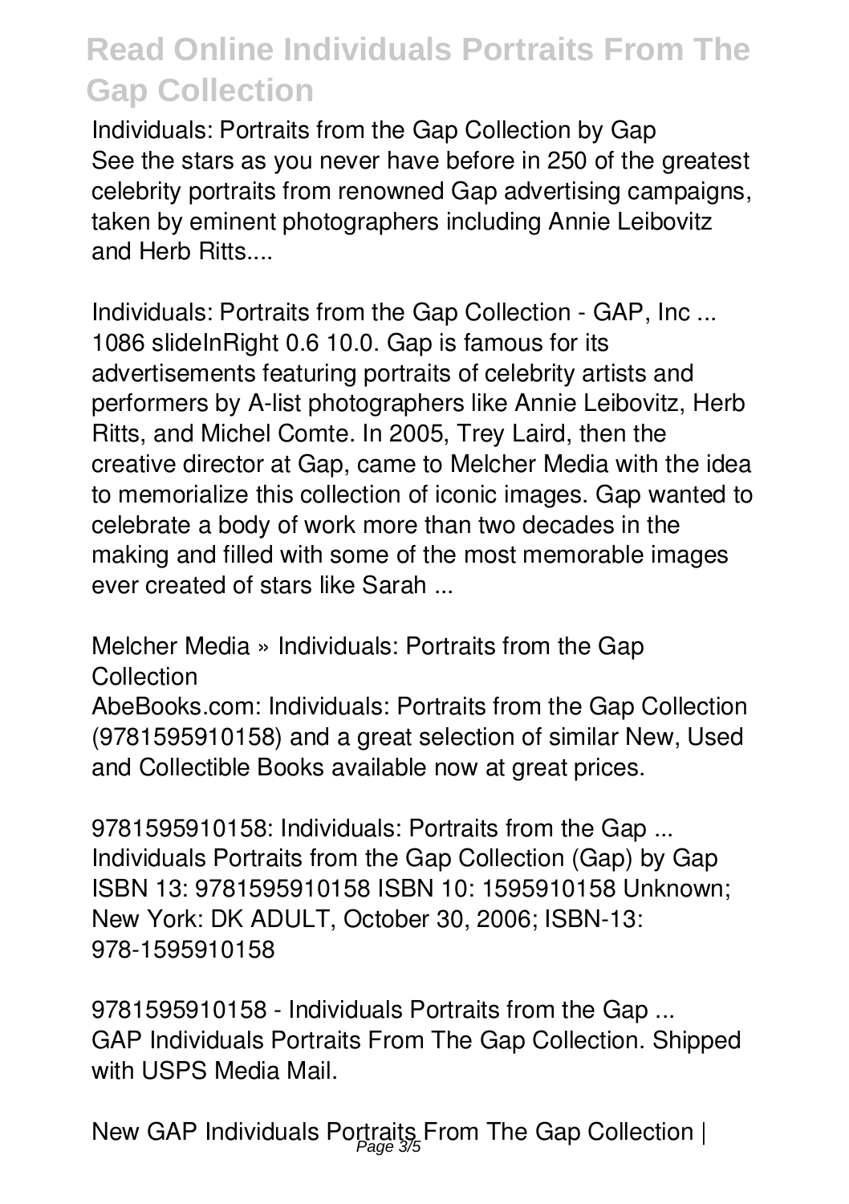# Read Online Individuals Portraits From The Gap Collection

Individuals: Portraits from the Gap Collection by Gap
See the stars as you never have before in 250 of the greatest celebrity portraits from renowned Gap advertising campaigns, taken by eminent photographers including Annie Leibovitz and Herb Ritts....

Individuals: Portraits from the Gap Collection - GAP, Inc ...
1086 slideInRight 0.6 10.0. Gap is famous for its advertisements featuring portraits of celebrity artists and performers by A-list photographers like Annie Leibovitz, Herb Ritts, and Michel Comte. In 2005, Trey Laird, then the creative director at Gap, came to Melcher Media with the idea to memorialize this collection of iconic images. Gap wanted to celebrate a body of work more than two decades in the making and filled with some of the most memorable images ever created of stars like Sarah ...

Melcher Media » Individuals: Portraits from the Gap Collection
AbeBooks.com: Individuals: Portraits from the Gap Collection (9781595910158) and a great selection of similar New, Used and Collectible Books available now at great prices.

9781595910158: Individuals: Portraits from the Gap ...
Individuals Portraits from the Gap Collection (Gap) by Gap ISBN 13: 9781595910158 ISBN 10: 1595910158 Unknown; New York: DK ADULT, October 30, 2006; ISBN-13: 978-1595910158

9781595910158 - Individuals Portraits from the Gap ...
GAP Individuals Portraits From The Gap Collection. Shipped with USPS Media Mail.

New GAP Individuals Portraits From The Gap Collection |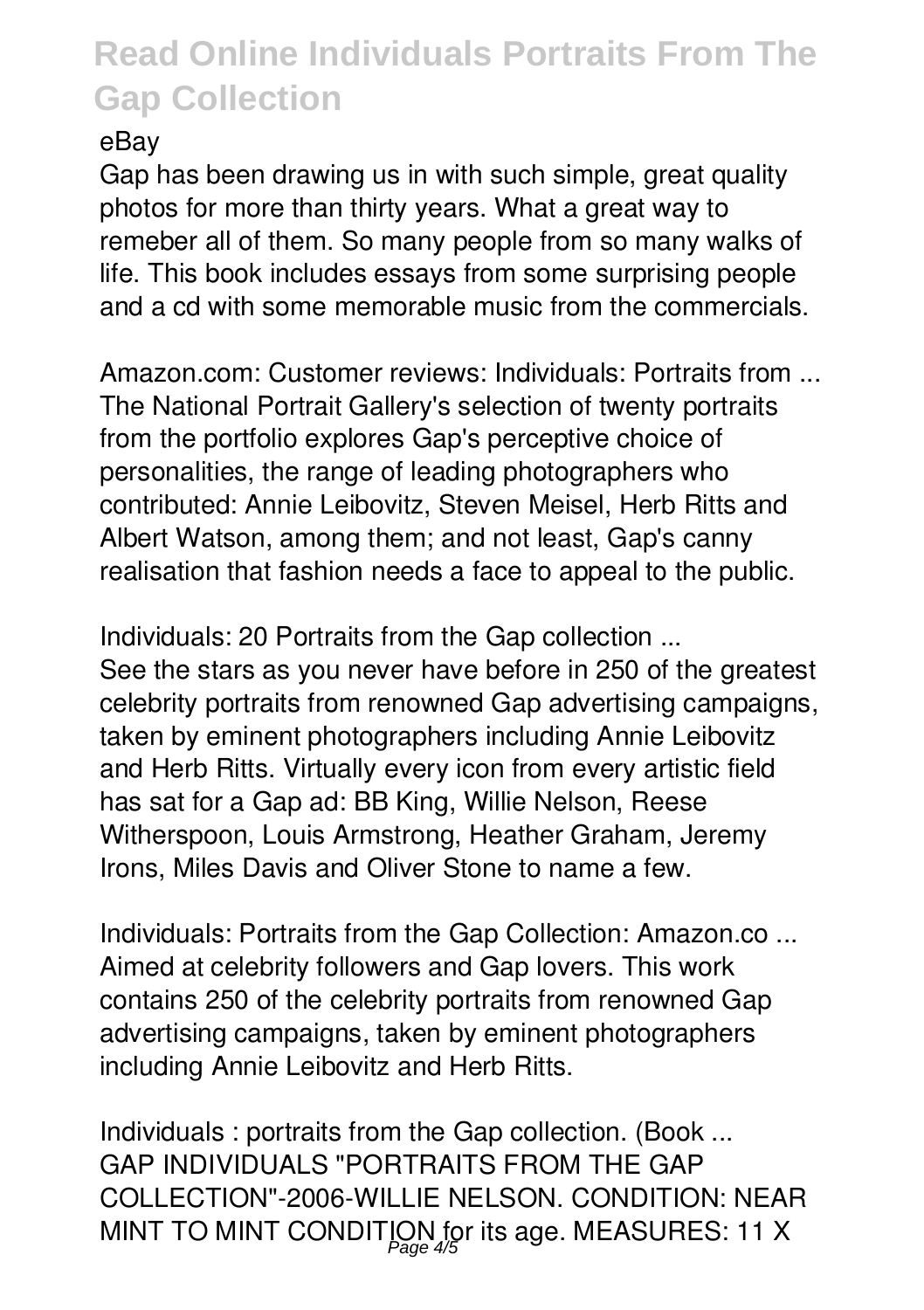eBay

Gap has been drawing us in with such simple, great quality photos for more than thirty years. What a great way to remeber all of them. So many people from so many walks of life. This book includes essays from some surprising people and a cd with some memorable music from the commercials.

Amazon.com: Customer reviews: Individuals: Portraits from ...
The National Portrait Gallery's selection of twenty portraits from the portfolio explores Gap's perceptive choice of personalities, the range of leading photographers who contributed: Annie Leibovitz, Steven Meisel, Herb Ritts and Albert Watson, among them; and not least, Gap's canny realisation that fashion needs a face to appeal to the public.

Individuals: 20 Portraits from the Gap collection ...
See the stars as you never have before in 250 of the greatest celebrity portraits from renowned Gap advertising campaigns, taken by eminent photographers including Annie Leibovitz and Herb Ritts. Virtually every icon from every artistic field has sat for a Gap ad: BB King, Willie Nelson, Reese Witherspoon, Louis Armstrong, Heather Graham, Jeremy Irons, Miles Davis and Oliver Stone to name a few.

Individuals: Portraits from the Gap Collection: Amazon.co ...
Aimed at celebrity followers and Gap lovers. This work contains 250 of the celebrity portraits from renowned Gap advertising campaigns, taken by eminent photographers including Annie Leibovitz and Herb Ritts.

Individuals : portraits from the Gap collection. (Book ...
GAP INDIVIDUALS "PORTRAITS FROM THE GAP COLLECTION"-2006-WILLIE NELSON. CONDITION: NEAR MINT TO MINT CONDITION for its age. MEASURES: 11 X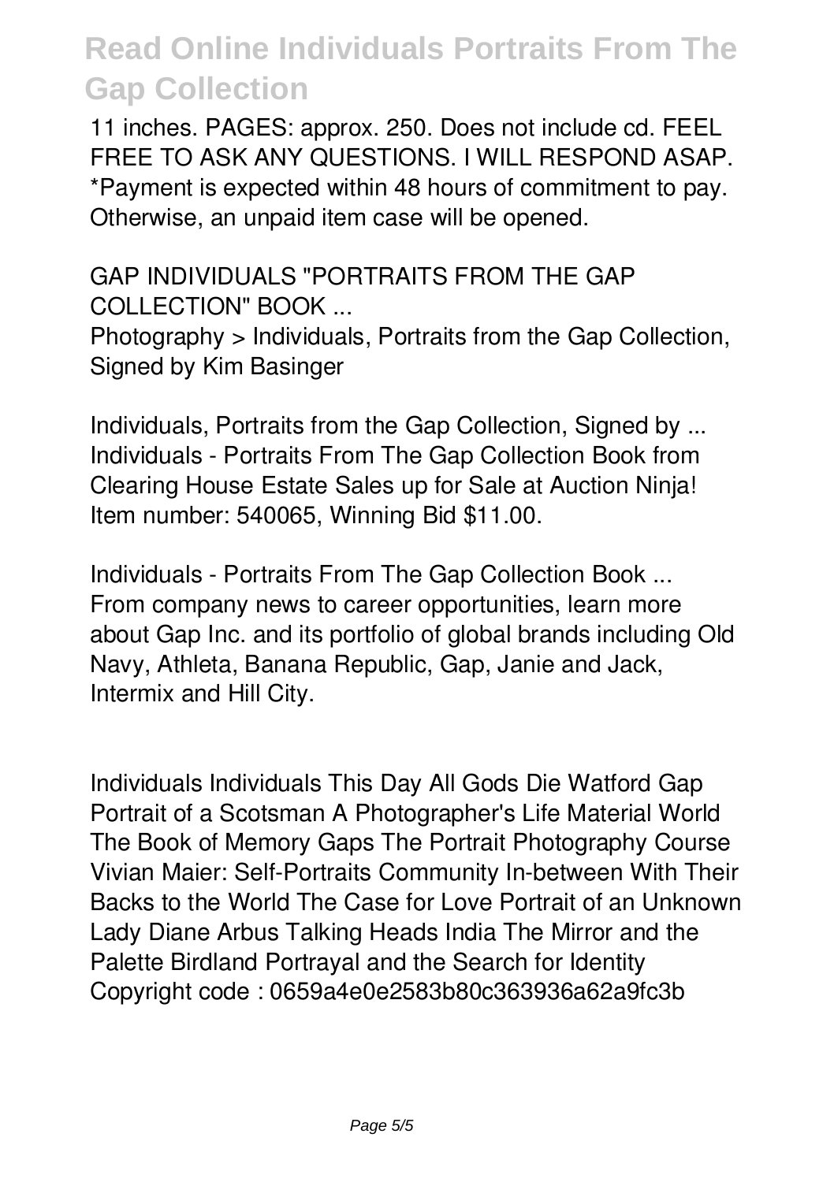11 inches. PAGES: approx. 250. Does not include cd. FEEL FREE TO ASK ANY QUESTIONS. I WILL RESPOND ASAP. *Payment is expected within 48 hours of commitment to pay. Otherwise, an unpaid item case will be opened.

GAP INDIVIDUALS "PORTRAITS FROM THE GAP COLLECTION" BOOK ...

Photography > Individuals, Portraits from the Gap Collection, Signed by Kim Basinger

Individuals, Portraits from the Gap Collection, Signed by ...

Individuals - Portraits From The Gap Collection Book from Clearing House Estate Sales up for Sale at Auction Ninja! Item number: 540065, Winning Bid $11.00.

Individuals - Portraits From The Gap Collection Book ...

From company news to career opportunities, learn more about Gap Inc. and its portfolio of global brands including Old Navy, Athleta, Banana Republic, Gap, Janie and Jack, Intermix and Hill City.

Individuals Individuals This Day All Gods Die Watford Gap Portrait of a Scotsman A Photographer's Life Material World The Book of Memory Gaps The Portrait Photography Course Vivian Maier: Self-Portraits Community In-between With Their Backs to the World The Case for Love Portrait of an Unknown Lady Diane Arbus Talking Heads India The Mirror and the Palette Birdland Portrayal and the Search for Identity

Copyright code : 0659a4e0e2583b80c363936a62a9fc3b